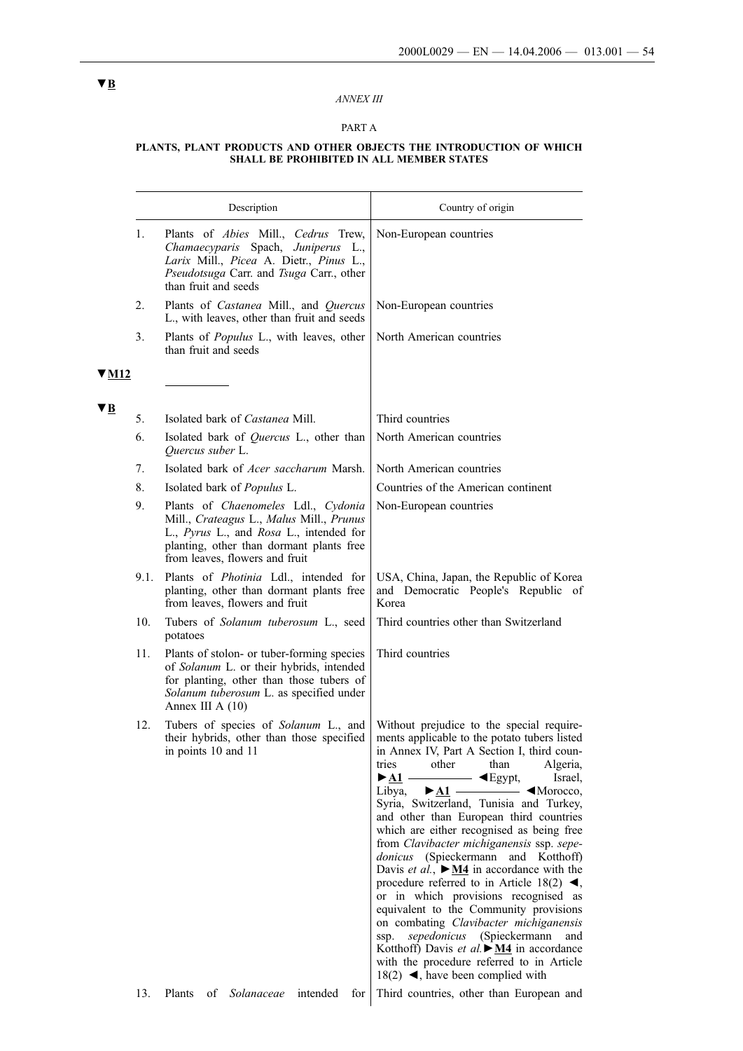▼B

*ANNEX III*

PART A

**PLANTS, PLANT PRODUCTS AND OTHER OBJECTS THE INTRODUCTION OF WHICH SHALL BE PROHIBITED IN ALL MEMBER STATES**

| | Description | Country of origin |
|---|---|---|
| 1. | Plants of *Abies* Mill., *Cedrus* Trew, *Chamaecyparis* Spach, *Juniperus* L., *Larix* Mill., *Picea* A. Dietr., *Pinus* L., *Pseudotsuga* Carr. and *Tsuga* Carr., other than fruit and seeds | Non-European countries |
| 2. | Plants of *Castanea* Mill., and *Quercus* L., with leaves, other than fruit and seeds | Non-European countries |
| 3. | Plants of *Populus* L., with leaves, other than fruit and seeds | North American countries |
| ▼M12 | __________ | |
| ▼B 5. | Isolated bark of *Castanea* Mill. | Third countries |
| 6. | Isolated bark of *Quercus* L., other than *Quercus suber* L. | North American countries |
| 7. | Isolated bark of *Acer saccharum* Marsh. | North American countries |
| 8. | Isolated bark of *Populus* L. | Countries of the American continent |
| 9. | Plants of *Chaenomeles* Ldl., *Cydonia* Mill., *Crateagus* L., *Malus* Mill., *Prunus* L., *Pyrus* L., and *Rosa* L., intended for planting, other than dormant plants free from leaves, flowers and fruit | Non-European countries |
| 9.1. | Plants of *Photinia* Ldl., intended for planting, other than dormant plants free from leaves, flowers and fruit | USA, China, Japan, the Republic of Korea and Democratic People's Republic of Korea |
| 10. | Tubers of *Solanum tuberosum* L., seed potatoes | Third countries other than Switzerland |
| 11. | Plants of stolon- or tuber-forming species of *Solanum* L. or their hybrids, intended for planting, other than those tubers of *Solanum tuberosum* L. as specified under Annex III A (10) | Third countries |
| 12. | Tubers of species of *Solanum* L., and their hybrids, other than those specified in points 10 and 11 | Without prejudice to the special requirements applicable to the potato tubers listed in Annex IV, Part A Section I, third countries other than Algeria, ►A1 __________ ◄Egypt, Israel, Libya, ►A1 __________ ◄Morocco, Syria, Switzerland, Tunisia and Turkey, and other than European third countries which are either recognised as being free from *Clavibacter michiganensis* ssp. *sepedonicus* (Spieckermann and Kotthoff) Davis *et al.*, ►M4 in accordance with the procedure referred to in Article 18(2) ◄, or in which provisions recognised as equivalent to the Community provisions on combating *Clavibacter michiganensis* ssp. *sepedonicus* (Spieckermann and Kotthoff) Davis *et al.*►M4 in accordance with the procedure referred to in Article 18(2) ◄, have been complied with |
| 13. | Plants of *Solanaceae* intended for | Third countries, other than European and |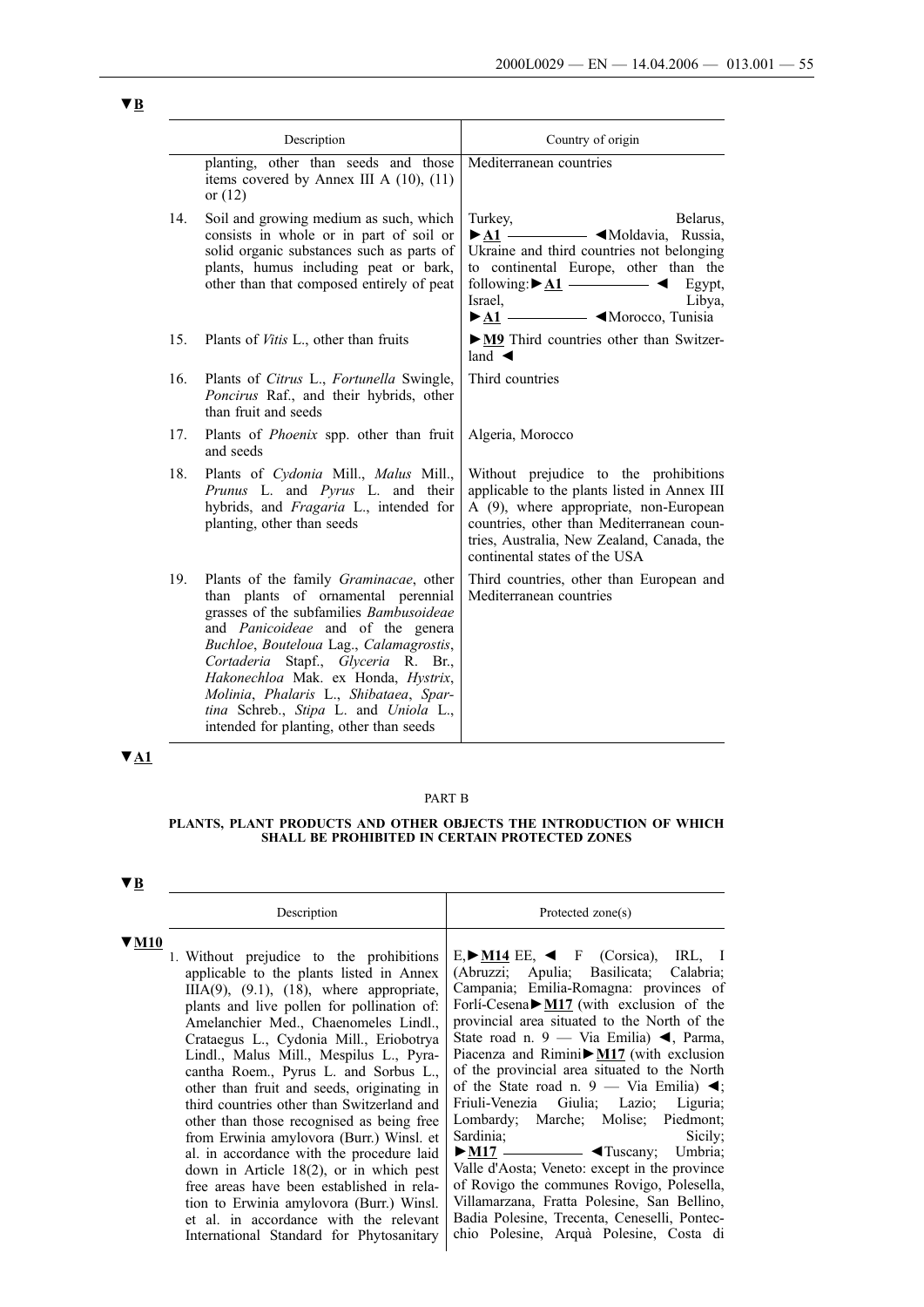▼B

| | Description | Country of origin |
|---|---|---|
| | planting, other than seeds and those items covered by Annex III A (10), (11) or (12) | Mediterranean countries |
| 14. | Soil and growing medium as such, which consists in whole or in part of soil or solid organic substances such as parts of plants, humus including peat or bark, other than that composed entirely of peat | Turkey, Belarus, ►A1 ————— ◄Moldavia, Russia, Ukraine and third countries not belonging to continental Europe, other than the following: ►A1 ————— ◄ Egypt, Israel, Libya, ►A1 ————— ◄Morocco, Tunisia |
| 15. | Plants of *Vitis* L., other than fruits | ►M9 Third countries other than Switzerland ◄ |
| 16. | Plants of *Citrus* L., *Fortunella* Swingle, *Poncirus* Raf., and their hybrids, other than fruit and seeds | Third countries |
| 17. | Plants of *Phoenix* spp. other than fruit and seeds | Algeria, Morocco |
| 18. | Plants of *Cydonia* Mill., *Malus* Mill., *Prunus* L. and *Pyrus* L. and their hybrids, and *Fragaria* L., intended for planting, other than seeds | Without prejudice to the prohibitions applicable to the plants listed in Annex III A (9), where appropriate, non-European countries, other than Mediterranean countries, Australia, New Zealand, Canada, the continental states of the USA |
| 19. | Plants of the family *Graminacae*, other than plants of ornamental perennial grasses of the subfamilies *Bambusoideae* and *Panicoideae* and of the genera *Buchloe*, *Bouteloua* Lag., *Calamagrostis*, *Cortaderia* Stapf., *Glyceria* R. Br., *Hakonechloa* Mak. ex Honda, *Hystrix*, *Molinia*, *Phalaris* L., *Shibataea*, *Spartina* Schreb., *Stipa* L. and *Uniola* L., intended for planting, other than seeds | Third countries, other than European and Mediterranean countries |

▼A1

PART B

**PLANTS, PLANT PRODUCTS AND OTHER OBJECTS THE INTRODUCTION OF WHICH SHALL BE PROHIBITED IN CERTAIN PROTECTED ZONES**

▼B

| Description | Protected zone(s) |
|---|---|
| ▼M10 1. Without prejudice to the prohibitions applicable to the plants listed in Annex IIIA(9), (9.1), (18), where appropriate, plants and live pollen for pollination of: Amelanchier Med., Chaenomeles Lindl., Crataegus L., Cydonia Mill., Eriobotrya Lindl., Malus Mill., Mespilus L., Pyracantha Roem., Pyrus L. and Sorbus L., other than fruit and seeds, originating in third countries other than Switzerland and other than those recognised as being free from Erwinia amylovora (Burr.) Winsl. et al. in accordance with the procedure laid down in Article 18(2), or in which pest free areas have been established in relation to Erwinia amylovora (Burr.) Winsl. et al. in accordance with the relevant International Standard for Phytosanitary | E, ►M14 EE, ◄ F (Corsica), IRL, I (Abruzzi; Apulia; Basilicata; Calabria; Campania; Emilia-Romagna: provinces of Forlí-Cesena ►M17 (with exclusion of the provincial area situated to the North of the State road n. 9 — Via Emilia) ◄, Parma, Piacenza and Rimini ►M17 (with exclusion of the provincial area situated to the North of the State road n. 9 — Via Emilia) ◄; Friuli-Venezia Giulia; Lazio; Liguria; Lombardy; Marche; Molise; Piedmont; Sardinia; Sicily; ►M17 ————— ◄Tuscany; Umbria; Valle d'Aosta; Veneto: except in the province of Rovigo the communes Rovigo, Polesella, Villamarzana, Fratta Polesine, San Bellino, Badia Polesine, Trecenta, Ceneselli, Pontecchio Polesine, Arquà Polesine, Costa di |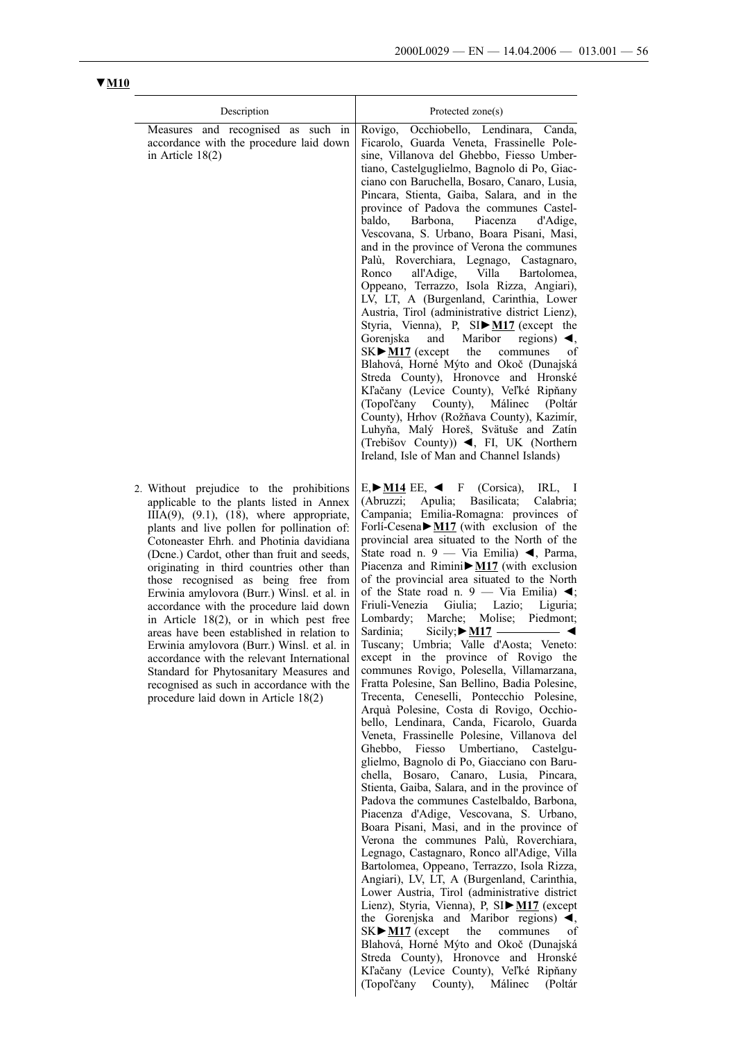▼M10

| Description | Protected zone(s) |
| --- | --- |
| Measures and recognised as such in accordance with the procedure laid down in Article 18(2) | Rovigo, Occhiobello, Lendinara, Canda, Ficarolo, Guarda Veneta, Frassinelle Polesine, Villanova del Ghebbo, Fiesso Umbertiano, Castelguglielmo, Bagnolo di Po, Giacciano con Baruchella, Bosaro, Canaro, Lusia, Pincara, Stienta, Gaiba, Salara, and in the province of Padova the communes Castelbaldo, Barbona, Piacenza d'Adige, Vescovana, S. Urbano, Boara Pisani, Masi, and in the province of Verona the communes Palù, Roverchiara, Legnago, Castagnaro, Ronco all'Adige, Villa Bartolomea, Oppeano, Terrazzo, Isola Rizza, Angiari), LV, LT, A (Burgenland, Carinthia, Lower Austria, Tirol (administrative district Lienz), Styria, Vienna), P, SI ►M17 (except the Gorenjska and Maribor regions) ◄, SK ►M17 (except the communes of Blahová, Horné Mýto and Okoč (Dunajská Streda County), Hronovce and Hronské Kľačany (Levice County), Veľké Ripňany (Topoľčany County), Málinec (Poltár County), Hrhov (Rožňava County), Kazimír, Luhyňa, Malý Horeš, Svätuše and Zatín (Trebišov County)) ◄, FI, UK (Northern Ireland, Isle of Man and Channel Islands) |
| 2. Without prejudice to the prohibitions applicable to the plants listed in Annex IIIA(9), (9.1), (18), where appropriate, plants and live pollen for pollination of: Cotoneaster Ehrh. and Photinia davidiana (Dcne.) Cardot, other than fruit and seeds, originating in third countries other than those recognised as being free from Erwinia amylovora (Burr.) Winsl. et al. in accordance with the procedure laid down in Article 18(2), or in which pest free areas have been established in relation to Erwinia amylovora (Burr.) Winsl. et al. in accordance with the relevant International Standard for Phytosanitary Measures and recognised as such in accordance with the procedure laid down in Article 18(2) | E, ►M14 EE, ◄ F (Corsica), IRL, I (Abruzzi; Apulia; Basilicata; Calabria; Campania; Emilia-Romagna: provinces of Forlí-Cesena ►M17 (with exclusion of the provincial area situated to the North of the State road n. 9 — Via Emilia) ◄, Parma, Piacenza and Rimini ►M17 (with exclusion of the provincial area situated to the North of the State road n. 9 — Via Emilia) ◄; Friuli-Venezia Giulia; Lazio; Liguria; Lombardy; Marche; Molise; Piedmont; Sardinia; Sicily; ►M17 ———— ◄ Tuscany; Umbria; Valle d'Aosta; Veneto: except in the province of Rovigo the communes Rovigo, Polesella, Villamarzana, Fratta Polesine, San Bellino, Badia Polesine, Trecenta, Ceneselli, Pontecchio Polesine, Arquà Polesine, Costa di Rovigo, Occhiobello, Lendinara, Canda, Ficarolo, Guarda Veneta, Frassinelle Polesine, Villanova del Ghebbo, Fiesso Umbertiano, Castelguglielmo, Bagnolo di Po, Giacciano con Baruchella, Bosaro, Canaro, Lusia, Pincara, Stienta, Gaiba, Salara, and in the province of Padova the communes Castelbaldo, Barbona, Piacenza d'Adige, Vescovana, S. Urbano, Boara Pisani, Masi, and in the province of Verona the communes Palù, Roverchiara, Legnago, Castagnaro, Ronco all'Adige, Villa Bartolomea, Oppeano, Terrazzo, Isola Rizza, Angiari), LV, LT, A (Burgenland, Carinthia, Lower Austria, Tirol (administrative district Lienz), Styria, Vienna), P, SI ►M17 (except the Gorenjska and Maribor regions) ◄, SK ►M17 (except the communes of Blahová, Horné Mýto and Okoč (Dunajská Streda County), Hronovce and Hronské Kľačany (Levice County), Veľké Ripňany (Topoľčany County), Málinec (Poltár |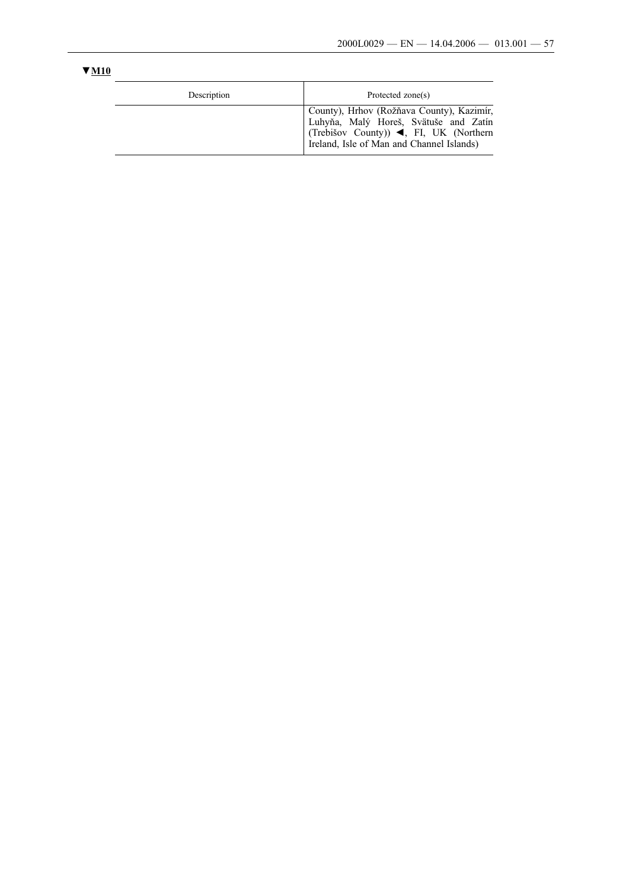▼**M10**

| Description | Protected zone(s) |
|---|---|
| | County), Hrhov (Rožňava County), Kazimír, Luhyňa, Malý Horeš, Svätuše and Zatín (Trebišov County)) ◄, FI, UK (Northern Ireland, Isle of Man and Channel Islands) |